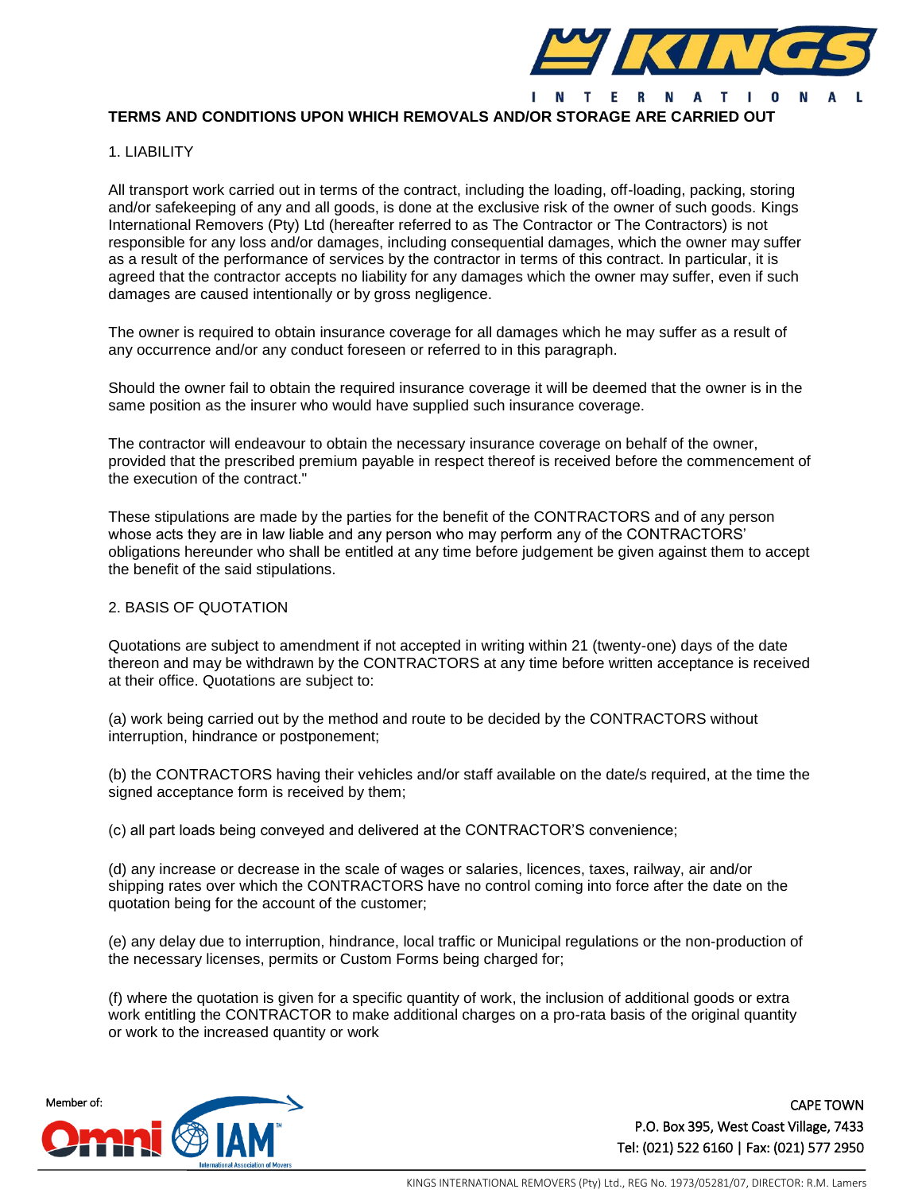# TERMS AND CONDITIONS UPON WHICH REMOVALS AND/OR STORAGE ARE CARRIED OUT

## 1. LIABILITY

All transport work carried out in terms of the contract, including the loading, off-loading, packing, storing and/or safekeeping of any and all goods, is done at the exclusive risk of the owner of such goods. Kings International Removers (Pty) Ltd (hereafter referred to as The Contractor or The Contractors) is not responsible for any loss and/or damages, including consequential damages, which the owner may suffer as a result of the performance of services by the contractor in terms of this contract. In particular, it is agreed that the contractor accepts no liability for any damages which the owner may suffer, even if such damages are caused intentionally or by gross negligence.

The owner is required to obtain insurance coverage for all damages which he may suffer as a result of any occurrence and/or any conduct foreseen or referred to in this paragraph.

Should the owner fail to obtain the required insurance coverage it will be deemed that the owner is in the same position as the insurer who would have supplied such insurance coverage.

The contractor will endeavour to obtain the necessary insurance coverage on behalf of the owner, provided that the prescribed premium payable in respect thereof is received before the commencement of the execution of the contract."

These stipulations are made by the parties for the benefit of the CONTRACTORS and of any person whose acts they are in law liable and any person who may perform any of the CONTRACTORS' obligations hereunder who shall be entitled at any time before judgement be given against them to accept the benefit of the said stipulations.

## 2. BASIS OF QUOTATION

Quotations are subject to amendment if not accepted in writing within 21 (twenty-one) days of the date thereon and may be withdrawn by the CONTRACTORS at any time before written acceptance is received at their office. Quotations are subject to:

(a) work being carried out by the method and route to be decided by the CONTRACTORS without interruption, hindrance or postponement;

(b) the CONTRACTORS having their vehicles and/or staff available on the date/s required, at the time the signed acceptance form is received by them;

(c) all part loads being conveyed and delivered at the CONTRACTOR'S convenience;

(d) any increase or decrease in the scale of wages or salaries, licences, taxes, railway, air and/or shipping rates over which the CONTRACTORS have no control coming into force after the date on the quotation being for the account of the customer;

(e) any delay due to interruption, hindrance, local traffic or Municipal regulations or the non-production of the necessary licenses, permits or Custom Forms being charged for;

(f) where the quotation is given for a specific quantity of work, the inclusion of additional goods or extra work entitling the CONTRACTOR to make additional charges on a pro-rata basis of the original quantity or work to the increased quantity or work

Member of:

CAPE TOWN
P.O. Box 395, West Coast Village, 7433
Tel: (021) 522 6160 | Fax: (021) 577 2950

KINGS INTERNATIONAL REMOVERS (Pty) Ltd., REG No. 1973/05281/07, DIRECTOR: R.M. Lamers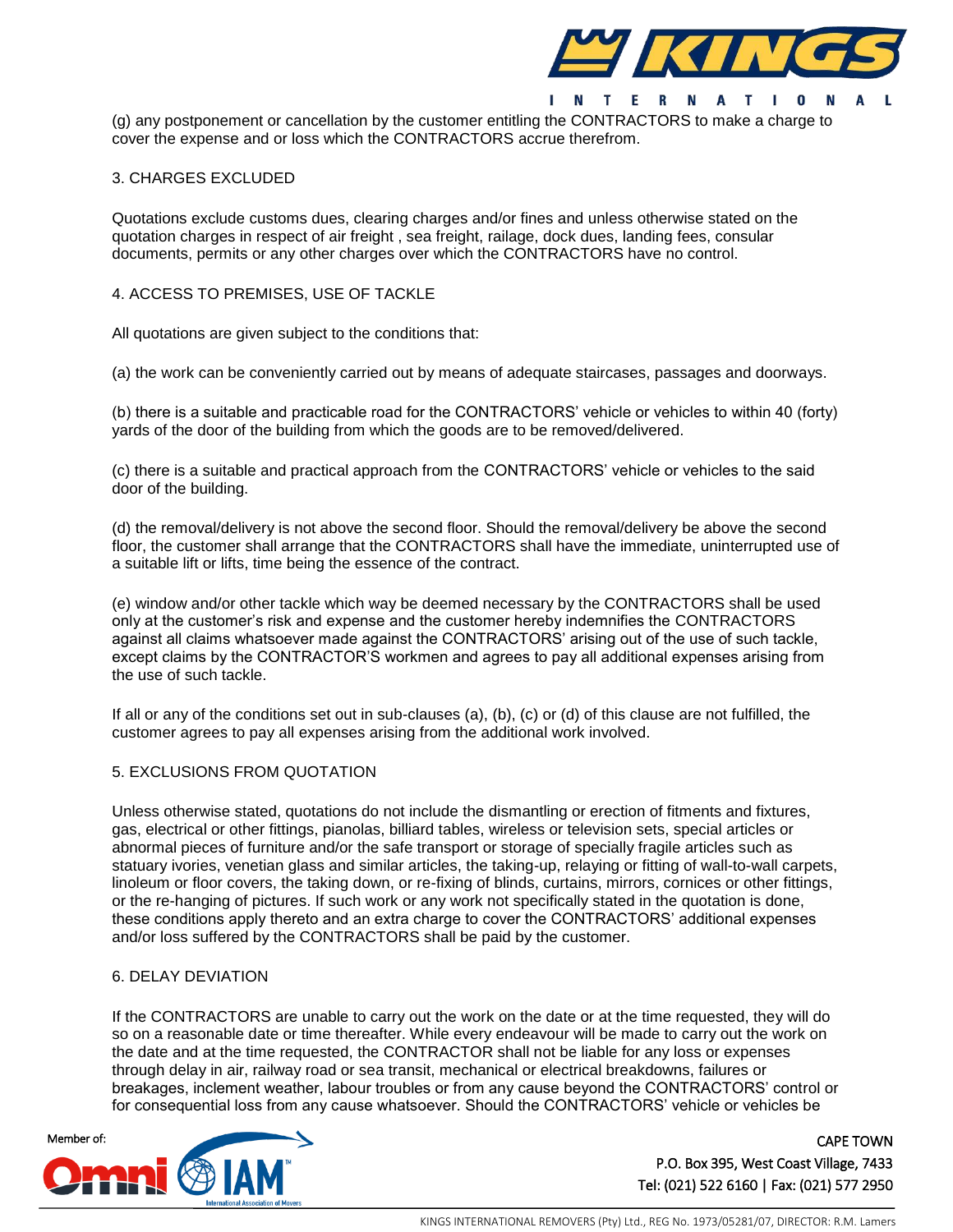(g) any postponement or cancellation by the customer entitling the CONTRACTORS to make a charge to cover the expense and or loss which the CONTRACTORS accrue therefrom.

3. CHARGES EXCLUDED

Quotations exclude customs dues, clearing charges and/or fines and unless otherwise stated on the quotation charges in respect of air freight , sea freight, railage, dock dues, landing fees, consular documents, permits or any other charges over which the CONTRACTORS have no control.

4. ACCESS TO PREMISES, USE OF TACKLE

All quotations are given subject to the conditions that:

(a) the work can be conveniently carried out by means of adequate staircases, passages and doorways.

(b) there is a suitable and practicable road for the CONTRACTORS' vehicle or vehicles to within 40 (forty) yards of the door of the building from which the goods are to be removed/delivered.

(c) there is a suitable and practical approach from the CONTRACTORS' vehicle or vehicles to the said door of the building.

(d) the removal/delivery is not above the second floor. Should the removal/delivery be above the second floor, the customer shall arrange that the CONTRACTORS shall have the immediate, uninterrupted use of a suitable lift or lifts, time being the essence of the contract.

(e) window and/or other tackle which way be deemed necessary by the CONTRACTORS shall be used only at the customer's risk and expense and the customer hereby indemnifies the CONTRACTORS against all claims whatsoever made against the CONTRACTORS' arising out of the use of such tackle, except claims by the CONTRACTOR'S workmen and agrees to pay all additional expenses arising from the use of such tackle.

If all or any of the conditions set out in sub-clauses (a), (b), (c) or (d) of this clause are not fulfilled, the customer agrees to pay all expenses arising from the additional work involved.

5. EXCLUSIONS FROM QUOTATION

Unless otherwise stated, quotations do not include the dismantling or erection of fitments and fixtures, gas, electrical or other fittings, pianolas, billiard tables, wireless or television sets, special articles or abnormal pieces of furniture and/or the safe transport or storage of specially fragile articles such as statuary ivories, venetian glass and similar articles, the taking-up, relaying or fitting of wall-to-wall carpets, linoleum or floor covers, the taking down, or re-fixing of blinds, curtains, mirrors, cornices or other fittings, or the re-hanging of pictures. If such work or any work not specifically stated in the quotation is done, these conditions apply thereto and an extra charge to cover the CONTRACTORS' additional expenses and/or loss suffered by the CONTRACTORS shall be paid by the customer.

6. DELAY DEVIATION

If the CONTRACTORS are unable to carry out the work on the date or at the time requested, they will do so on a reasonable date or time thereafter. While every endeavour will be made to carry out the work on the date and at the time requested, the CONTRACTOR shall not be liable for any loss or expenses through delay in air, railway road or sea transit, mechanical or electrical breakdowns, failures or breakages, inclement weather, labour troubles or from any cause beyond the CONTRACTORS' control or for consequential loss from any cause whatsoever. Should the CONTRACTORS' vehicle or vehicles be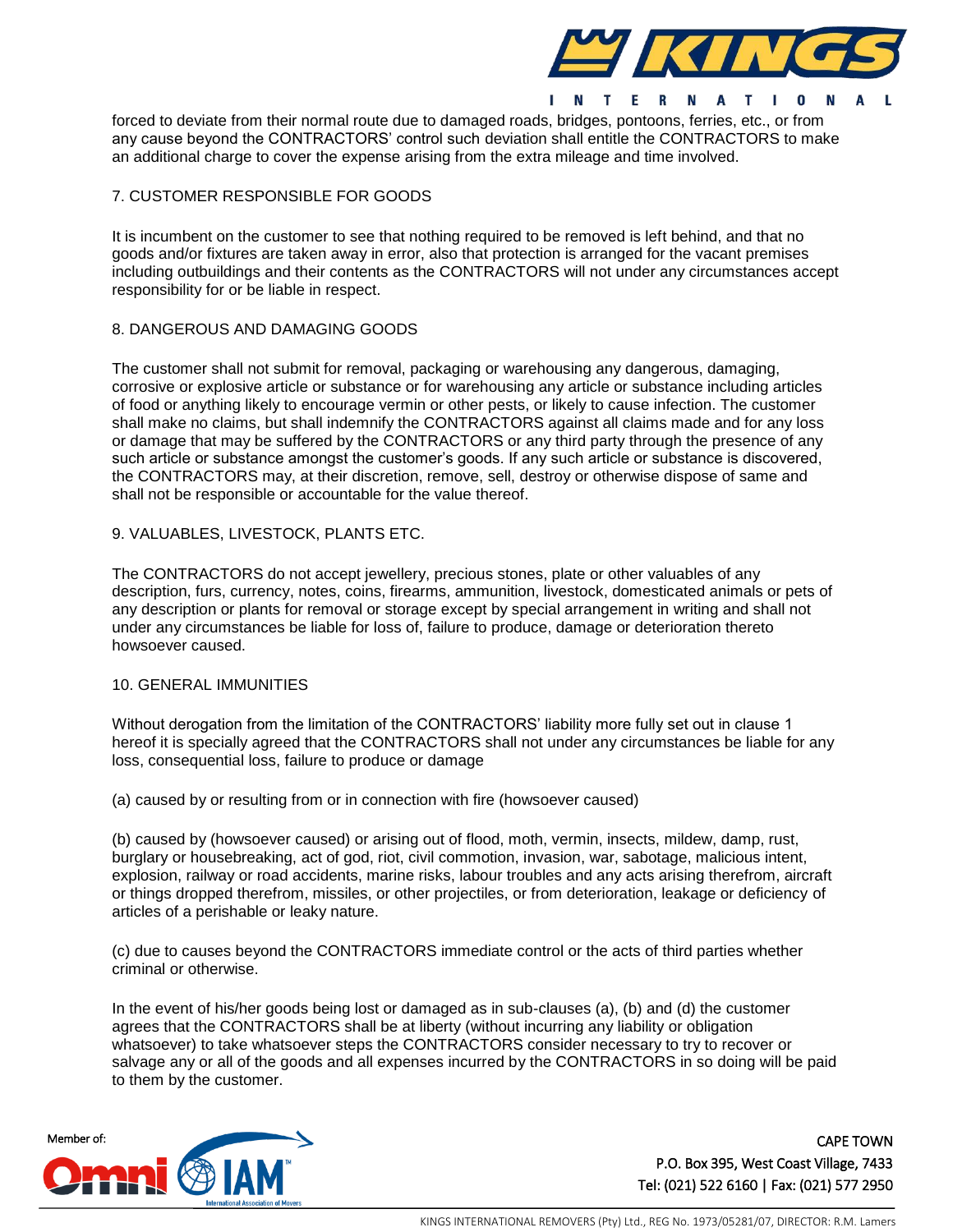forced to deviate from their normal route due to damaged roads, bridges, pontoons, ferries, etc., or from any cause beyond the CONTRACTORS' control such deviation shall entitle the CONTRACTORS to make an additional charge to cover the expense arising from the extra mileage and time involved.

## 7. CUSTOMER RESPONSIBLE FOR GOODS

It is incumbent on the customer to see that nothing required to be removed is left behind, and that no goods and/or fixtures are taken away in error, also that protection is arranged for the vacant premises including outbuildings and their contents as the CONTRACTORS will not under any circumstances accept responsibility for or be liable in respect.

## 8. DANGEROUS AND DAMAGING GOODS

The customer shall not submit for removal, packaging or warehousing any dangerous, damaging, corrosive or explosive article or substance or for warehousing any article or substance including articles of food or anything likely to encourage vermin or other pests, or likely to cause infection. The customer shall make no claims, but shall indemnify the CONTRACTORS against all claims made and for any loss or damage that may be suffered by the CONTRACTORS or any third party through the presence of any such article or substance amongst the customer's goods. If any such article or substance is discovered, the CONTRACTORS may, at their discretion, remove, sell, destroy or otherwise dispose of same and shall not be responsible or accountable for the value thereof.

## 9. VALUABLES, LIVESTOCK, PLANTS ETC.

The CONTRACTORS do not accept jewellery, precious stones, plate or other valuables of any description, furs, currency, notes, coins, firearms, ammunition, livestock, domesticated animals or pets of any description or plants for removal or storage except by special arrangement in writing and shall not under any circumstances be liable for loss of, failure to produce, damage or deterioration thereto howsoever caused.

## 10. GENERAL IMMUNITIES

Without derogation from the limitation of the CONTRACTORS' liability more fully set out in clause 1 hereof it is specially agreed that the CONTRACTORS shall not under any circumstances be liable for any loss, consequential loss, failure to produce or damage

(a) caused by or resulting from or in connection with fire (howsoever caused)

(b) caused by (howsoever caused) or arising out of flood, moth, vermin, insects, mildew, damp, rust, burglary or housebreaking, act of god, riot, civil commotion, invasion, war, sabotage, malicious intent, explosion, railway or road accidents, marine risks, labour troubles and any acts arising therefrom, aircraft or things dropped therefrom, missiles, or other projectiles, or from deterioration, leakage or deficiency of articles of a perishable or leaky nature.

(c) due to causes beyond the CONTRACTORS immediate control or the acts of third parties whether criminal or otherwise.

In the event of his/her goods being lost or damaged as in sub-clauses (a), (b) and (d) the customer agrees that the CONTRACTORS shall be at liberty (without incurring any liability or obligation whatsoever) to take whatsoever steps the CONTRACTORS consider necessary to try to recover or salvage any or all of the goods and all expenses incurred by the CONTRACTORS in so doing will be paid to them by the customer.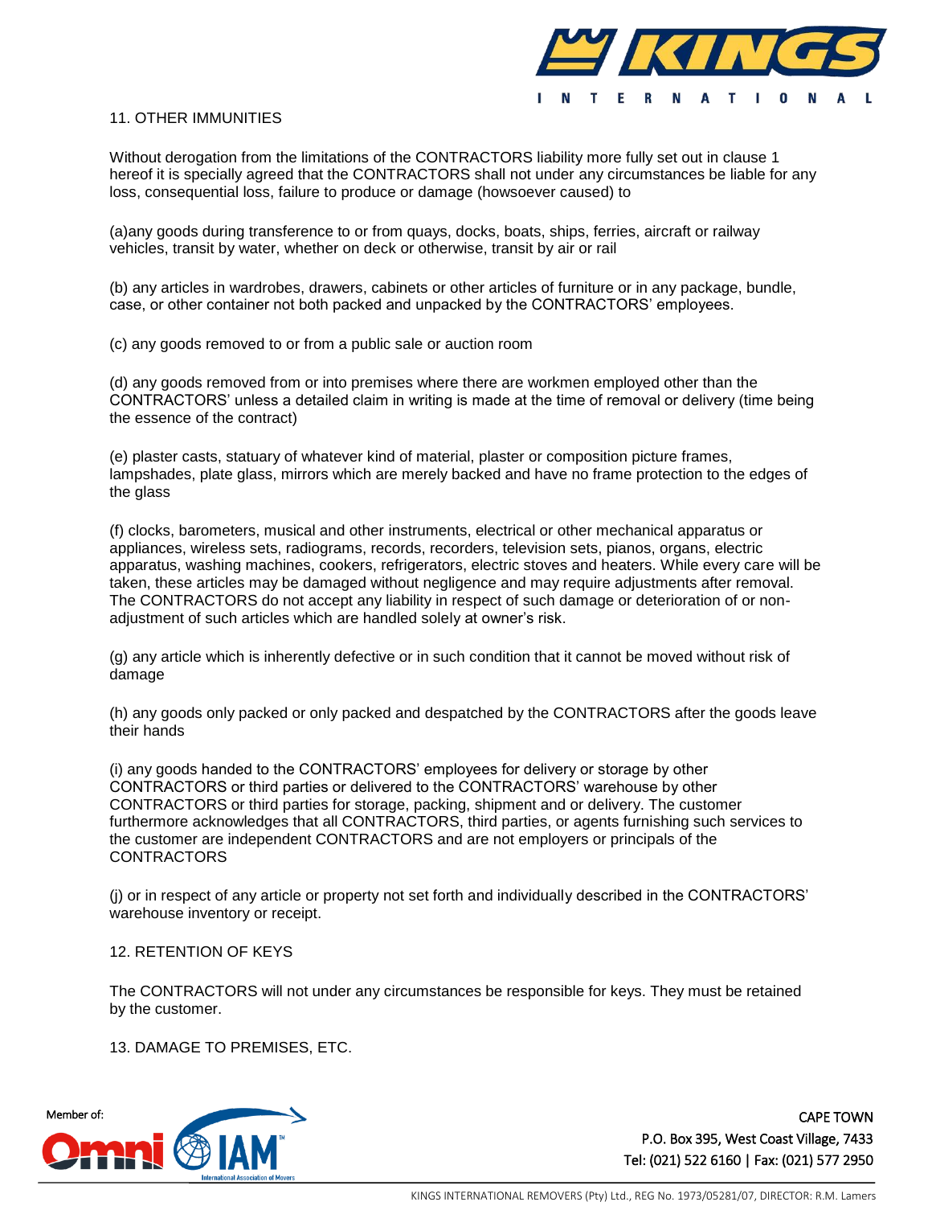## 11. OTHER IMMUNITIES

Without derogation from the limitations of the CONTRACTORS liability more fully set out in clause 1 hereof it is specially agreed that the CONTRACTORS shall not under any circumstances be liable for any loss, consequential loss, failure to produce or damage (howsoever caused) to

(a)any goods during transference to or from quays, docks, boats, ships, ferries, aircraft or railway vehicles, transit by water, whether on deck or otherwise, transit by air or rail

(b) any articles in wardrobes, drawers, cabinets or other articles of furniture or in any package, bundle, case, or other container not both packed and unpacked by the CONTRACTORS' employees.

(c) any goods removed to or from a public sale or auction room

(d) any goods removed from or into premises where there are workmen employed other than the CONTRACTORS' unless a detailed claim in writing is made at the time of removal or delivery (time being the essence of the contract)

(e) plaster casts, statuary of whatever kind of material, plaster or composition picture frames, lampshades, plate glass, mirrors which are merely backed and have no frame protection to the edges of the glass

(f) clocks, barometers, musical and other instruments, electrical or other mechanical apparatus or appliances, wireless sets, radiograms, records, recorders, television sets, pianos, organs, electric apparatus, washing machines, cookers, refrigerators, electric stoves and heaters. While every care will be taken, these articles may be damaged without negligence and may require adjustments after removal. The CONTRACTORS do not accept any liability in respect of such damage or deterioration of or non-adjustment of such articles which are handled solely at owner's risk.

(g) any article which is inherently defective or in such condition that it cannot be moved without risk of damage

(h) any goods only packed or only packed and despatched by the CONTRACTORS after the goods leave their hands

(i) any goods handed to the CONTRACTORS' employees for delivery or storage by other CONTRACTORS or third parties or delivered to the CONTRACTORS' warehouse by other CONTRACTORS or third parties for storage, packing, shipment and or delivery. The customer furthermore acknowledges that all CONTRACTORS, third parties, or agents furnishing such services to the customer are independent CONTRACTORS and are not employers or principals of the CONTRACTORS

(j) or in respect of any article or property not set forth and individually described in the CONTRACTORS' warehouse inventory or receipt.

## 12. RETENTION OF KEYS

The CONTRACTORS will not under any circumstances be responsible for keys. They must be retained by the customer.

## 13. DAMAGE TO PREMISES, ETC.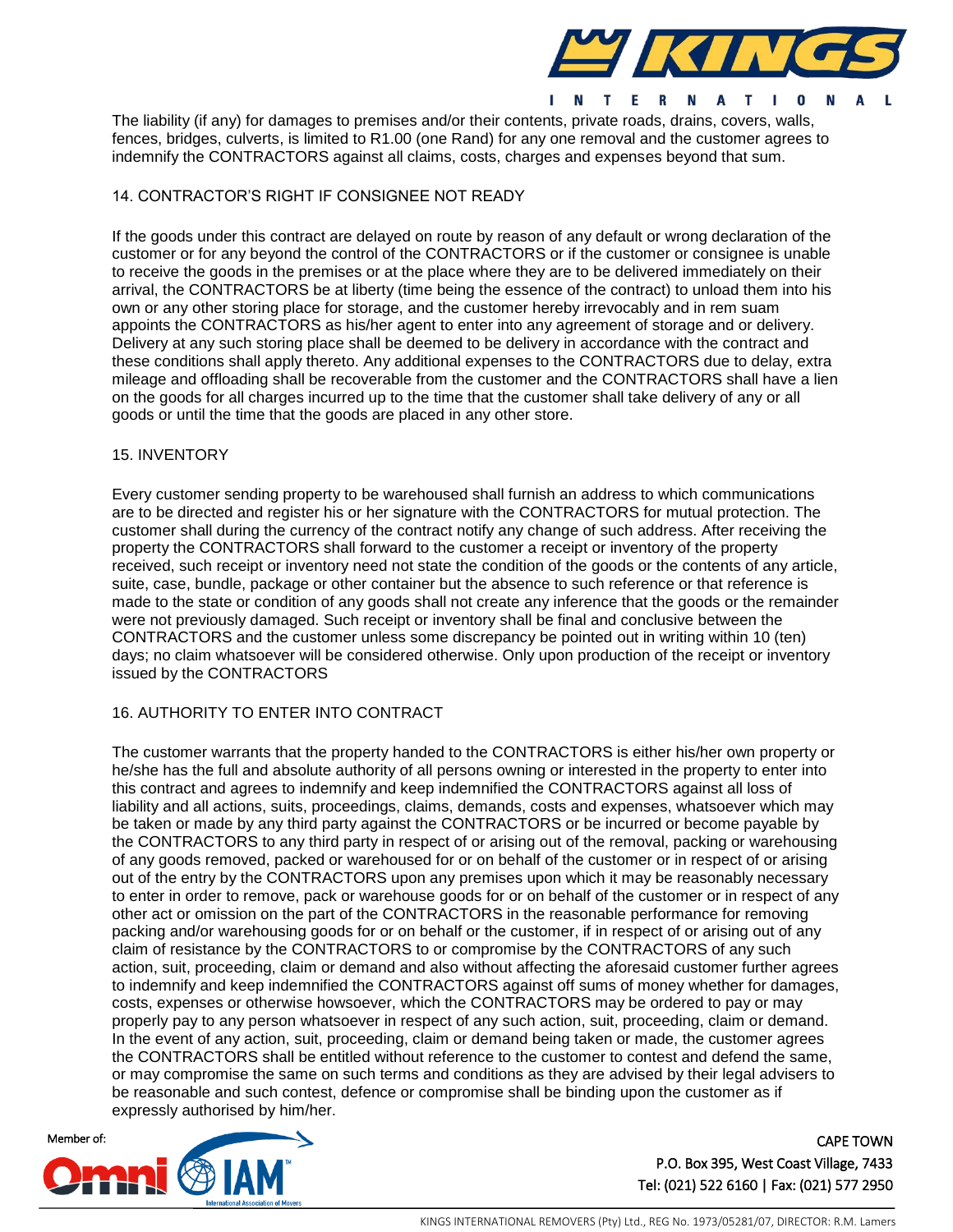The liability (if any) for damages to premises and/or their contents, private roads, drains, covers, walls, fences, bridges, culverts, is limited to R1.00 (one Rand) for any one removal and the customer agrees to indemnify the CONTRACTORS against all claims, costs, charges and expenses beyond that sum.

## 14. CONTRACTOR'S RIGHT IF CONSIGNEE NOT READY

If the goods under this contract are delayed on route by reason of any default or wrong declaration of the customer or for any beyond the control of the CONTRACTORS or if the customer or consignee is unable to receive the goods in the premises or at the place where they are to be delivered immediately on their arrival, the CONTRACTORS be at liberty (time being the essence of the contract) to unload them into his own or any other storing place for storage, and the customer hereby irrevocably and in rem suam appoints the CONTRACTORS as his/her agent to enter into any agreement of storage and or delivery. Delivery at any such storing place shall be deemed to be delivery in accordance with the contract and these conditions shall apply thereto. Any additional expenses to the CONTRACTORS due to delay, extra mileage and offloading shall be recoverable from the customer and the CONTRACTORS shall have a lien on the goods for all charges incurred up to the time that the customer shall take delivery of any or all goods or until the time that the goods are placed in any other store.

## 15. INVENTORY

Every customer sending property to be warehoused shall furnish an address to which communications are to be directed and register his or her signature with the CONTRACTORS for mutual protection. The customer shall during the currency of the contract notify any change of such address. After receiving the property the CONTRACTORS shall forward to the customer a receipt or inventory of the property received, such receipt or inventory need not state the condition of the goods or the contents of any article, suite, case, bundle, package or other container but the absence to such reference or that reference is made to the state or condition of any goods shall not create any inference that the goods or the remainder were not previously damaged. Such receipt or inventory shall be final and conclusive between the CONTRACTORS and the customer unless some discrepancy be pointed out in writing within 10 (ten) days; no claim whatsoever will be considered otherwise. Only upon production of the receipt or inventory issued by the CONTRACTORS

## 16. AUTHORITY TO ENTER INTO CONTRACT

The customer warrants that the property handed to the CONTRACTORS is either his/her own property or he/she has the full and absolute authority of all persons owning or interested in the property to enter into this contract and agrees to indemnify and keep indemnified the CONTRACTORS against all loss of liability and all actions, suits, proceedings, claims, demands, costs and expenses, whatsoever which may be taken or made by any third party against the CONTRACTORS or be incurred or become payable by the CONTRACTORS to any third party in respect of or arising out of the removal, packing or warehousing of any goods removed, packed or warehoused for or on behalf of the customer or in respect of or arising out of the entry by the CONTRACTORS upon any premises upon which it may be reasonably necessary to enter in order to remove, pack or warehouse goods for or on behalf of the customer or in respect of any other act or omission on the part of the CONTRACTORS in the reasonable performance for removing packing and/or warehousing goods for or on behalf or the customer, if in respect of or arising out of any claim of resistance by the CONTRACTORS to or compromise by the CONTRACTORS of any such action, suit, proceeding, claim or demand and also without affecting the aforesaid customer further agrees to indemnify and keep indemnified the CONTRACTORS against off sums of money whether for damages, costs, expenses or otherwise howsoever, which the CONTRACTORS may be ordered to pay or may properly pay to any person whatsoever in respect of any such action, suit, proceeding, claim or demand. In the event of any action, suit, proceeding, claim or demand being taken or made, the customer agrees the CONTRACTORS shall be entitled without reference to the customer to contest and defend the same, or may compromise the same on such terms and conditions as they are advised by their legal advisers to be reasonable and such contest, defence or compromise shall be binding upon the customer as if expressly authorised by him/her.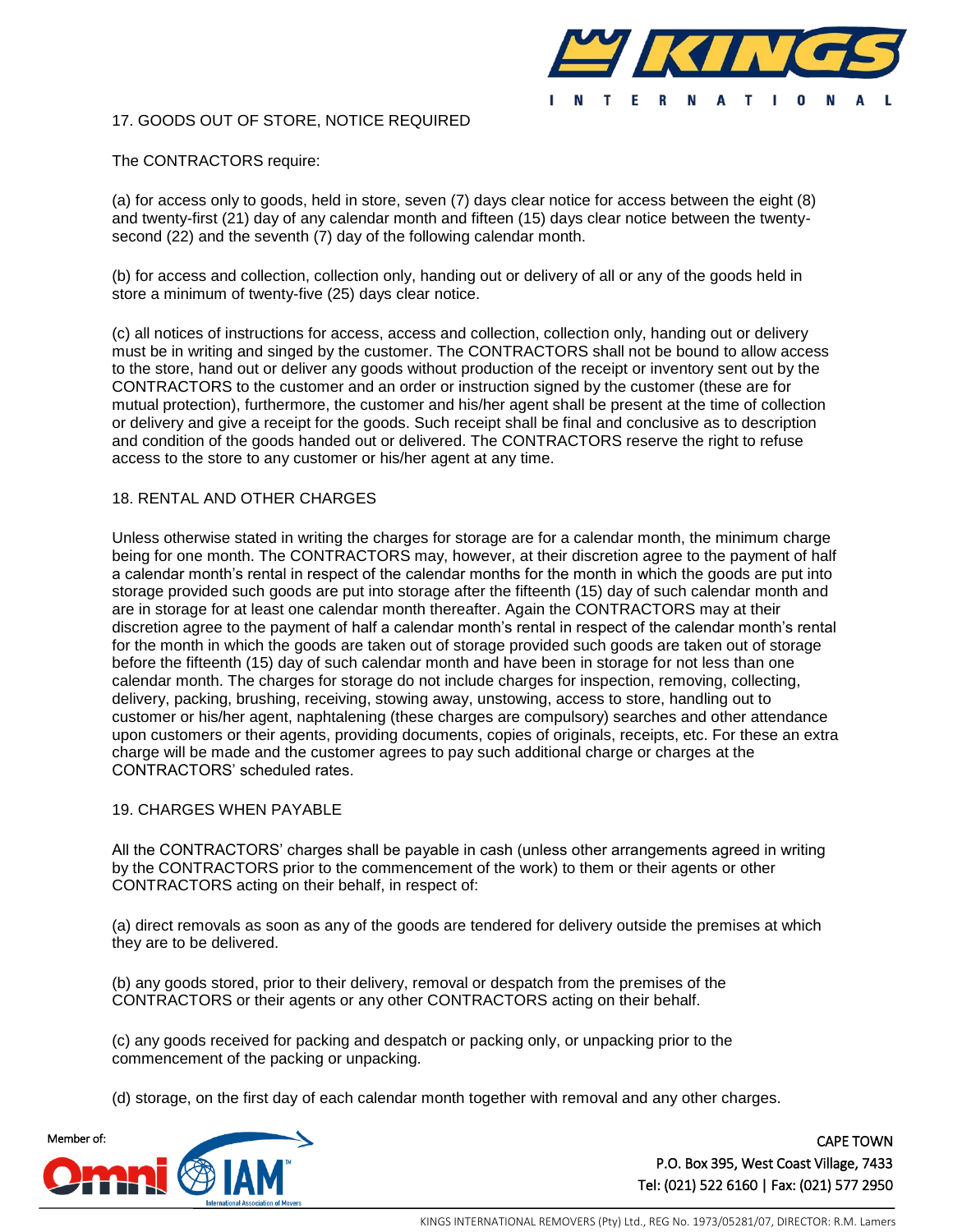## 17. GOODS OUT OF STORE, NOTICE REQUIRED

The CONTRACTORS require:

(a) for access only to goods, held in store, seven (7) days clear notice for access between the eight (8) and twenty-first (21) day of any calendar month and fifteen (15) days clear notice between the twenty-second (22) and the seventh (7) day of the following calendar month.

(b) for access and collection, collection only, handing out or delivery of all or any of the goods held in store a minimum of twenty-five (25) days clear notice.

(c) all notices of instructions for access, access and collection, collection only, handing out or delivery must be in writing and singed by the customer. The CONTRACTORS shall not be bound to allow access to the store, hand out or deliver any goods without production of the receipt or inventory sent out by the CONTRACTORS to the customer and an order or instruction signed by the customer (these are for mutual protection), furthermore, the customer and his/her agent shall be present at the time of collection or delivery and give a receipt for the goods. Such receipt shall be final and conclusive as to description and condition of the goods handed out or delivered. The CONTRACTORS reserve the right to refuse access to the store to any customer or his/her agent at any time.

## 18. RENTAL AND OTHER CHARGES

Unless otherwise stated in writing the charges for storage are for a calendar month, the minimum charge being for one month. The CONTRACTORS may, however, at their discretion agree to the payment of half a calendar month's rental in respect of the calendar months for the month in which the goods are put into storage provided such goods are put into storage after the fifteenth (15) day of such calendar month and are in storage for at least one calendar month thereafter. Again the CONTRACTORS may at their discretion agree to the payment of half a calendar month's rental in respect of the calendar month's rental for the month in which the goods are taken out of storage provided such goods are taken out of storage before the fifteenth (15) day of such calendar month and have been in storage for not less than one calendar month. The charges for storage do not include charges for inspection, removing, collecting, delivery, packing, brushing, receiving, stowing away, unstowing, access to store, handling out to customer or his/her agent, naphtalening (these charges are compulsory) searches and other attendance upon customers or their agents, providing documents, copies of originals, receipts, etc. For these an extra charge will be made and the customer agrees to pay such additional charge or charges at the CONTRACTORS' scheduled rates.

## 19. CHARGES WHEN PAYABLE

All the CONTRACTORS' charges shall be payable in cash (unless other arrangements agreed in writing by the CONTRACTORS prior to the commencement of the work) to them or their agents or other CONTRACTORS acting on their behalf, in respect of:

(a) direct removals as soon as any of the goods are tendered for delivery outside the premises at which they are to be delivered.

(b) any goods stored, prior to their delivery, removal or despatch from the premises of the CONTRACTORS or their agents or any other CONTRACTORS acting on their behalf.

(c) any goods received for packing and despatch or packing only, or unpacking prior to the commencement of the packing or unpacking.

(d) storage, on the first day of each calendar month together with removal and any other charges.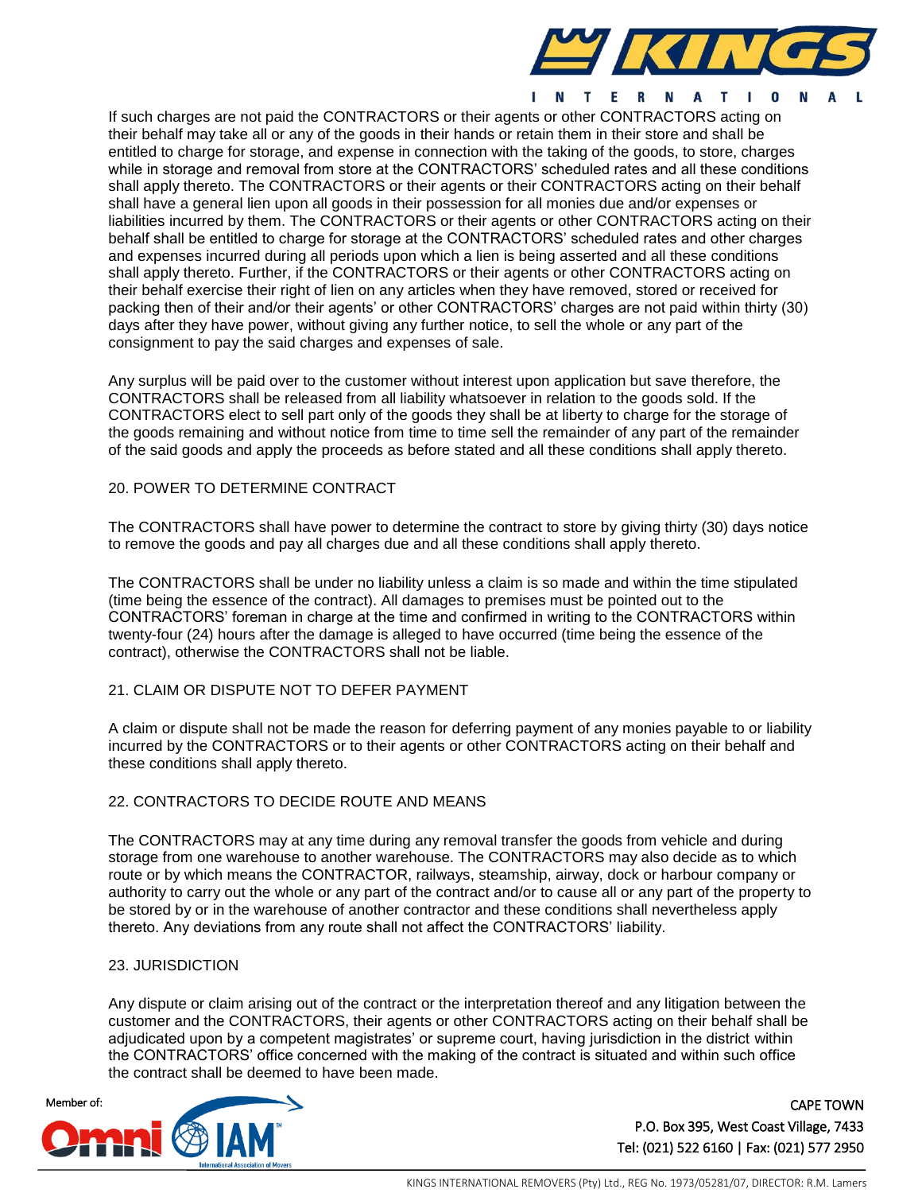If such charges are not paid the CONTRACTORS or their agents or other CONTRACTORS acting on their behalf may take all or any of the goods in their hands or retain them in their store and shall be entitled to charge for storage, and expense in connection with the taking of the goods, to store, charges while in storage and removal from store at the CONTRACTORS' scheduled rates and all these conditions shall apply thereto. The CONTRACTORS or their agents or their CONTRACTORS acting on their behalf shall have a general lien upon all goods in their possession for all monies due and/or expenses or liabilities incurred by them. The CONTRACTORS or their agents or other CONTRACTORS acting on their behalf shall be entitled to charge for storage at the CONTRACTORS' scheduled rates and other charges and expenses incurred during all periods upon which a lien is being asserted and all these conditions shall apply thereto. Further, if the CONTRACTORS or their agents or other CONTRACTORS acting on their behalf exercise their right of lien on any articles when they have removed, stored or received for packing then of their and/or their agents' or other CONTRACTORS' charges are not paid within thirty (30) days after they have power, without giving any further notice, to sell the whole or any part of the consignment to pay the said charges and expenses of sale.

Any surplus will be paid over to the customer without interest upon application but save therefore, the CONTRACTORS shall be released from all liability whatsoever in relation to the goods sold. If the CONTRACTORS elect to sell part only of the goods they shall be at liberty to charge for the storage of the goods remaining and without notice from time to time sell the remainder of any part of the remainder of the said goods and apply the proceeds as before stated and all these conditions shall apply thereto.

## 20. POWER TO DETERMINE CONTRACT

The CONTRACTORS shall have power to determine the contract to store by giving thirty (30) days notice to remove the goods and pay all charges due and all these conditions shall apply thereto.

The CONTRACTORS shall be under no liability unless a claim is so made and within the time stipulated (time being the essence of the contract). All damages to premises must be pointed out to the CONTRACTORS' foreman in charge at the time and confirmed in writing to the CONTRACTORS within twenty-four (24) hours after the damage is alleged to have occurred (time being the essence of the contract), otherwise the CONTRACTORS shall not be liable.

## 21. CLAIM OR DISPUTE NOT TO DEFER PAYMENT

A claim or dispute shall not be made the reason for deferring payment of any monies payable to or liability incurred by the CONTRACTORS or to their agents or other CONTRACTORS acting on their behalf and these conditions shall apply thereto.

## 22. CONTRACTORS TO DECIDE ROUTE AND MEANS

The CONTRACTORS may at any time during any removal transfer the goods from vehicle and during storage from one warehouse to another warehouse. The CONTRACTORS may also decide as to which route or by which means the CONTRACTOR, railways, steamship, airway, dock or harbour company or authority to carry out the whole or any part of the contract and/or to cause all or any part of the property to be stored by or in the warehouse of another contractor and these conditions shall nevertheless apply thereto. Any deviations from any route shall not affect the CONTRACTORS' liability.

## 23. JURISDICTION

Any dispute or claim arising out of the contract or the interpretation thereof and any litigation between the customer and the CONTRACTORS, their agents or other CONTRACTORS acting on their behalf shall be adjudicated upon by a competent magistrates' or supreme court, having jurisdiction in the district within the CONTRACTORS' office concerned with the making of the contract is situated and within such office the contract shall be deemed to have been made.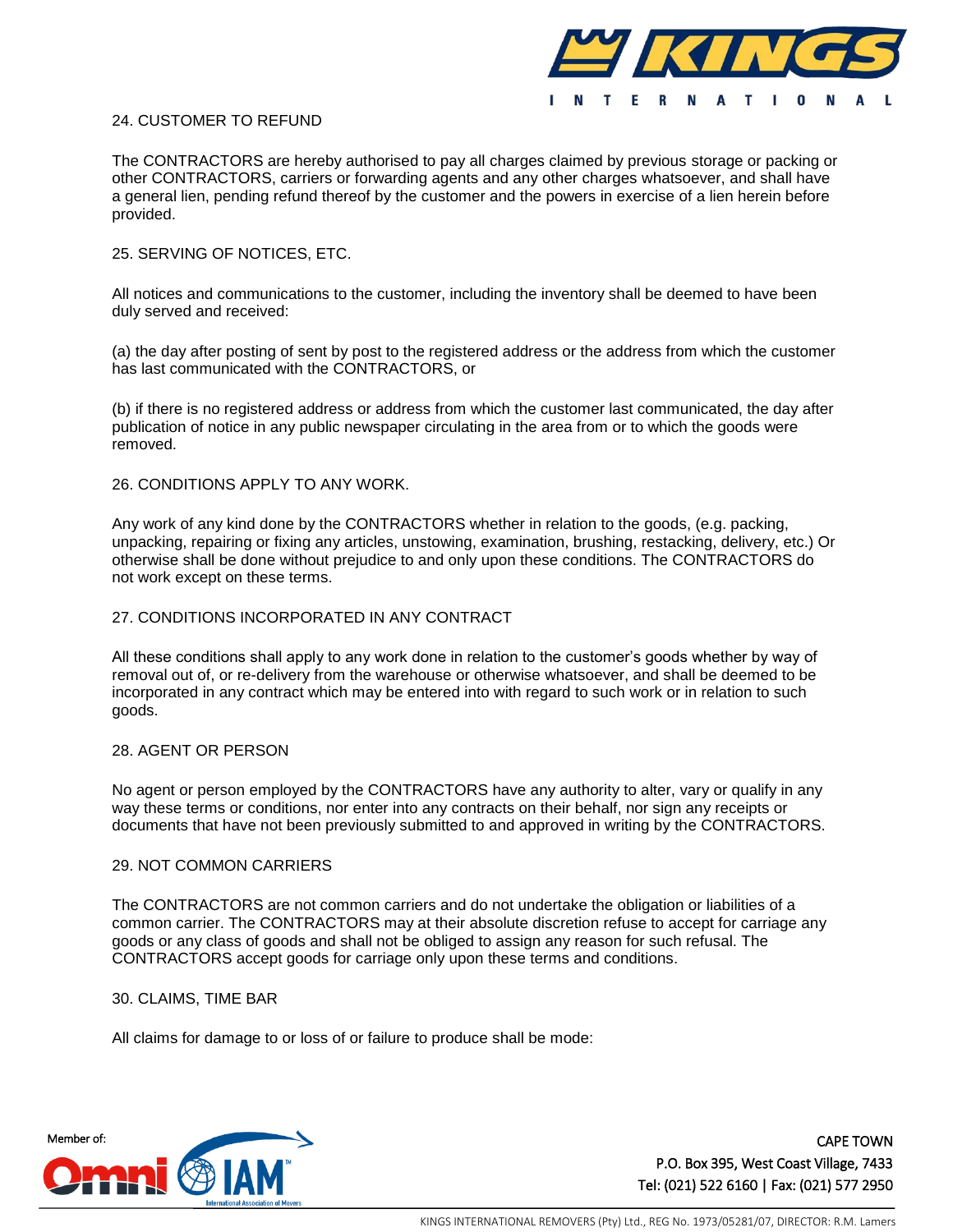## 24. CUSTOMER TO REFUND

The CONTRACTORS are hereby authorised to pay all charges claimed by previous storage or packing or other CONTRACTORS, carriers or forwarding agents and any other charges whatsoever, and shall have a general lien, pending refund thereof by the customer and the powers in exercise of a lien herein before provided.

## 25. SERVING OF NOTICES, ETC.

All notices and communications to the customer, including the inventory shall be deemed to have been duly served and received:

(a) the day after posting of sent by post to the registered address or the address from which the customer has last communicated with the CONTRACTORS, or

(b) if there is no registered address or address from which the customer last communicated, the day after publication of notice in any public newspaper circulating in the area from or to which the goods were removed.

## 26. CONDITIONS APPLY TO ANY WORK.

Any work of any kind done by the CONTRACTORS whether in relation to the goods, (e.g. packing, unpacking, repairing or fixing any articles, unstowing, examination, brushing, restacking, delivery, etc.) Or otherwise shall be done without prejudice to and only upon these conditions. The CONTRACTORS do not work except on these terms.

## 27. CONDITIONS INCORPORATED IN ANY CONTRACT

All these conditions shall apply to any work done in relation to the customer's goods whether by way of removal out of, or re-delivery from the warehouse or otherwise whatsoever, and shall be deemed to be incorporated in any contract which may be entered into with regard to such work or in relation to such goods.

## 28. AGENT OR PERSON

No agent or person employed by the CONTRACTORS have any authority to alter, vary or qualify in any way these terms or conditions, nor enter into any contracts on their behalf, nor sign any receipts or documents that have not been previously submitted to and approved in writing by the CONTRACTORS.

## 29. NOT COMMON CARRIERS

The CONTRACTORS are not common carriers and do not undertake the obligation or liabilities of a common carrier. The CONTRACTORS may at their absolute discretion refuse to accept for carriage any goods or any class of goods and shall not be obliged to assign any reason for such refusal. The CONTRACTORS accept goods for carriage only upon these terms and conditions.

## 30. CLAIMS, TIME BAR

All claims for damage to or loss of or failure to produce shall be mode: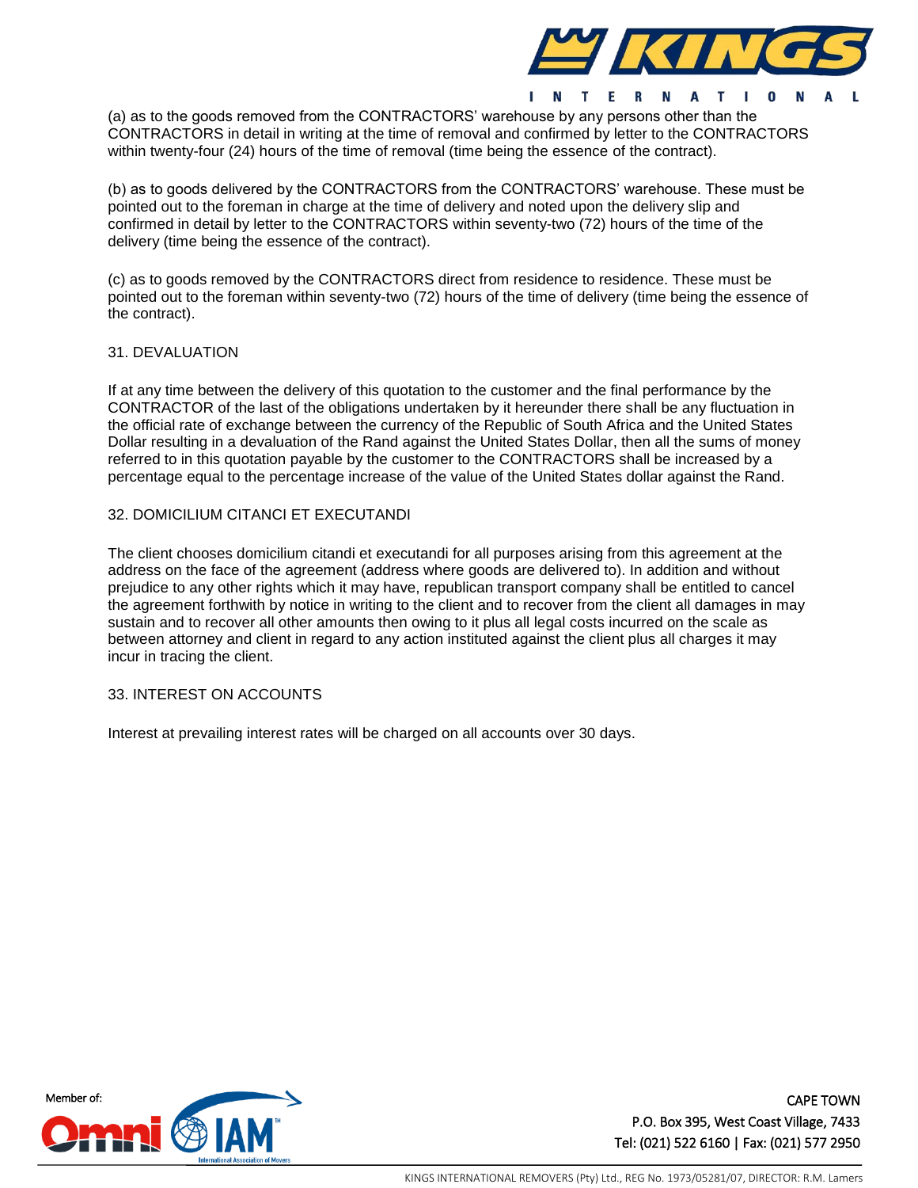(a) as to the goods removed from the CONTRACTORS' warehouse by any persons other than the CONTRACTORS in detail in writing at the time of removal and confirmed by letter to the CONTRACTORS within twenty-four (24) hours of the time of removal (time being the essence of the contract).

(b) as to goods delivered by the CONTRACTORS from the CONTRACTORS' warehouse. These must be pointed out to the foreman in charge at the time of delivery and noted upon the delivery slip and confirmed in detail by letter to the CONTRACTORS within seventy-two (72) hours of the time of the delivery (time being the essence of the contract).

(c) as to goods removed by the CONTRACTORS direct from residence to residence. These must be pointed out to the foreman within seventy-two (72) hours of the time of delivery (time being the essence of the contract).

31. DEVALUATION

If at any time between the delivery of this quotation to the customer and the final performance by the CONTRACTOR of the last of the obligations undertaken by it hereunder there shall be any fluctuation in the official rate of exchange between the currency of the Republic of South Africa and the United States Dollar resulting in a devaluation of the Rand against the United States Dollar, then all the sums of money referred to in this quotation payable by the customer to the CONTRACTORS shall be increased by a percentage equal to the percentage increase of the value of the United States dollar against the Rand.

32. DOMICILIUM CITANCI ET EXECUTANDI

The client chooses domicilium citandi et executandi for all purposes arising from this agreement at the address on the face of the agreement (address where goods are delivered to). In addition and without prejudice to any other rights which it may have, republican transport company shall be entitled to cancel the agreement forthwith by notice in writing to the client and to recover from the client all damages in may sustain and to recover all other amounts then owing to it plus all legal costs incurred on the scale as between attorney and client in regard to any action instituted against the client plus all charges it may incur in tracing the client.

33. INTEREST ON ACCOUNTS

Interest at prevailing interest rates will be charged on all accounts over 30 days.